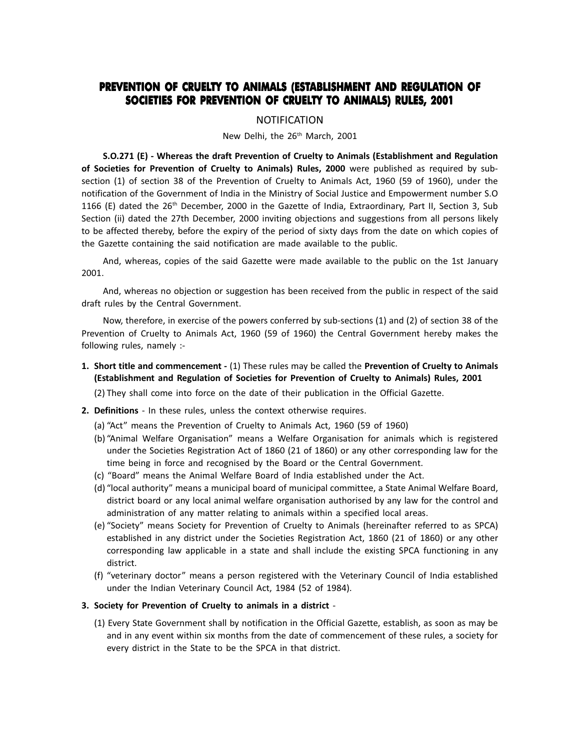# PREVENTION OF CRUELTY TO ANIMALS (ESTABLISHMENT AND REGULATION OF SOCIETIES FOR PREVENTION OF CRUELTY TO ANIMALS) RULES, 2001

NOTIFICATION

New Delhi, the 26th March, 2001

**S.O.271 (E) - Whereas the draft Prevention of Cruelty to Animals (Establishment and Regulation of Societies for Prevention of Cruelty to Animals) Rules, 2000** were published as required by sub-section (1) of section 38 of the Prevention of Cruelty to Animals Act, 1960 (59 of 1960), under the notification of the Government of India in the Ministry of Social Justice and Empowerment number S.O 1166 (E) dated the 26th December, 2000 in the Gazette of India, Extraordinary, Part II, Section 3, Sub Section (ii) dated the 27th December, 2000 inviting objections and suggestions from all persons likely to be affected thereby, before the expiry of the period of sixty days from the date on which copies of the Gazette containing the said notification are made available to the public.

And, whereas, copies of the said Gazette were made available to the public on the 1st January 2001.

And, whereas no objection or suggestion has been received from the public in respect of the said draft rules by the Central Government.

Now, therefore, in exercise of the powers conferred by sub-sections (1) and (2) of section 38 of the Prevention of Cruelty to Animals Act, 1960 (59 of 1960) the Central Government hereby makes the following rules, namely :-

1. **Short title and commencement -** (1) These rules may be called the **Prevention of Cruelty to Animals (Establishment and Regulation of Societies for Prevention of Cruelty to Animals) Rules, 2001**

   (2) They shall come into force on the date of their publication in the Official Gazette.

2. **Definitions** - In these rules, unless the context otherwise requires.

   (a) "Act" means the Prevention of Cruelty to Animals Act, 1960 (59 of 1960)

   (b) "Animal Welfare Organisation" means a Welfare Organisation for animals which is registered under the Societies Registration Act of 1860 (21 of 1860) or any other corresponding law for the time being in force and recognised by the Board or the Central Government.

   (c) "Board" means the Animal Welfare Board of India established under the Act.

   (d) "local authority" means a municipal board of municipal committee, a State Animal Welfare Board, district board or any local animal welfare organisation authorised by any law for the control and administration of any matter relating to animals within a specified local areas.

   (e) "Society" means Society for Prevention of Cruelty to Animals (hereinafter referred to as SPCA) established in any district under the Societies Registration Act, 1860 (21 of 1860) or any other corresponding law applicable in a state and shall include the existing SPCA functioning in any district.

   (f) "veterinary doctor" means a person registered with the Veterinary Council of India established under the Indian Veterinary Council Act, 1984 (52 of 1984).

3. **Society for Prevention of Cruelty to animals in a district** -

   (1) Every State Government shall by notification in the Official Gazette, establish, as soon as may be and in any event within six months from the date of commencement of these rules, a society for every district in the State to be the SPCA in that district.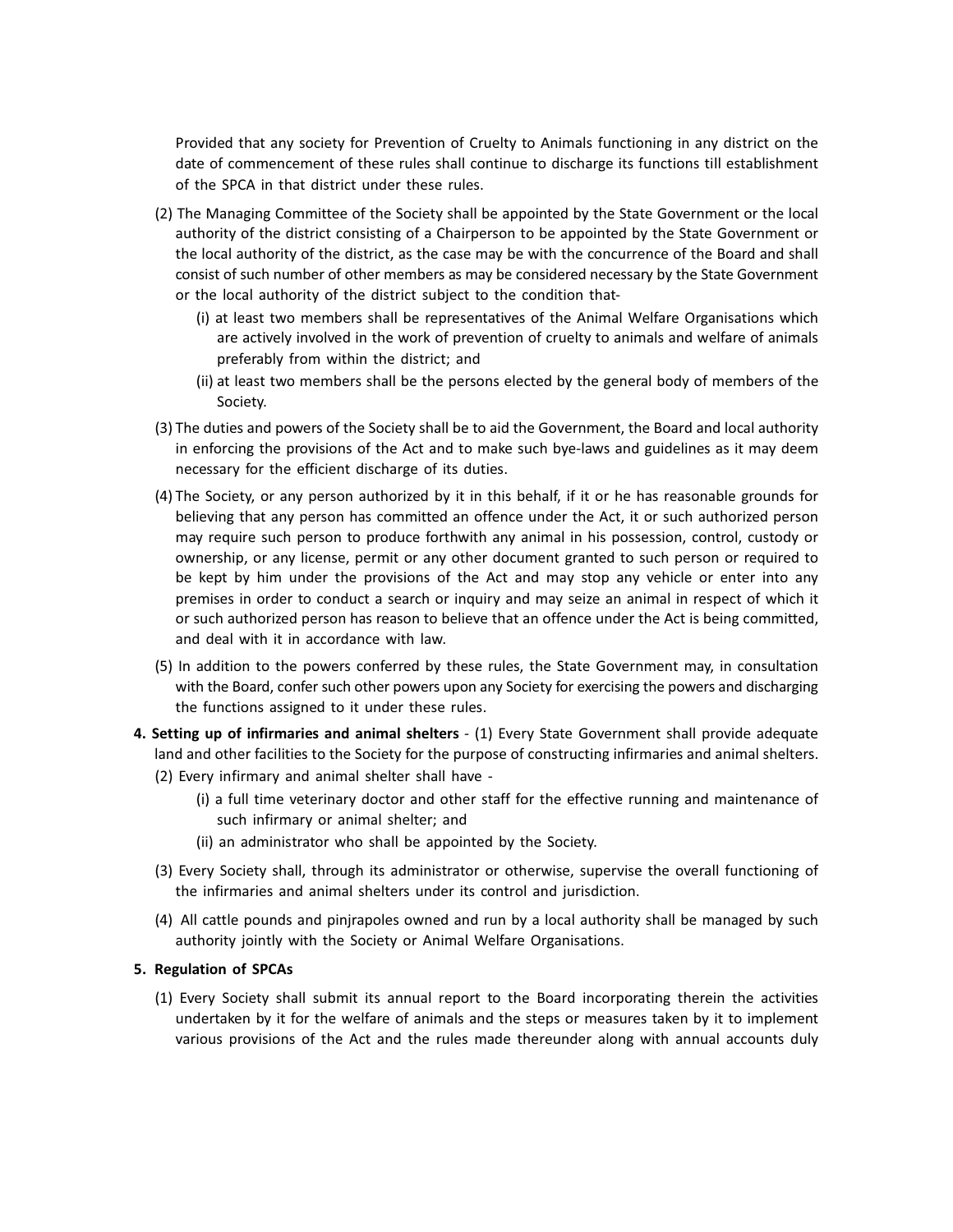Provided that any society for Prevention of Cruelty to Animals functioning in any district on the date of commencement of these rules shall continue to discharge its functions till establishment of the SPCA in that district under these rules.

(2) The Managing Committee of the Society shall be appointed by the State Government or the local authority of the district consisting of a Chairperson to be appointed by the State Government or the local authority of the district, as the case may be with the concurrence of the Board and shall consist of such number of other members as may be considered necessary by the State Government or the local authority of the district subject to the condition that-

  (i) at least two members shall be representatives of the Animal Welfare Organisations which are actively involved in the work of prevention of cruelty to animals and welfare of animals preferably from within the district; and

  (ii) at least two members shall be the persons elected by the general body of members of the Society.

(3) The duties and powers of the Society shall be to aid the Government, the Board and local authority in enforcing the provisions of the Act and to make such bye-laws and guidelines as it may deem necessary for the efficient discharge of its duties.

(4) The Society, or any person authorized by it in this behalf, if it or he has reasonable grounds for believing that any person has committed an offence under the Act, it or such authorized person may require such person to produce forthwith any animal in his possession, control, custody or ownership, or any license, permit or any other document granted to such person or required to be kept by him under the provisions of the Act and may stop any vehicle or enter into any premises in order to conduct a search or inquiry and may seize an animal in respect of which it or such authorized person has reason to believe that an offence under the Act is being committed, and deal with it in accordance with law.

(5) In addition to the powers conferred by these rules, the State Government may, in consultation with the Board, confer such other powers upon any Society for exercising the powers and discharging the functions assigned to it under these rules.

**4. Setting up of infirmaries and animal shelters** - (1) Every State Government shall provide adequate land and other facilities to the Society for the purpose of constructing infirmaries and animal shelters.

(2) Every infirmary and animal shelter shall have -

  (i) a full time veterinary doctor and other staff for the effective running and maintenance of such infirmary or animal shelter; and

  (ii) an administrator who shall be appointed by the Society.

(3) Every Society shall, through its administrator or otherwise, supervise the overall functioning of the infirmaries and animal shelters under its control and jurisdiction.

(4) All cattle pounds and pinjrapoles owned and run by a local authority shall be managed by such authority jointly with the Society or Animal Welfare Organisations.

**5. Regulation of SPCAs**

(1) Every Society shall submit its annual report to the Board incorporating therein the activities undertaken by it for the welfare of animals and the steps or measures taken by it to implement various provisions of the Act and the rules made thereunder along with annual accounts duly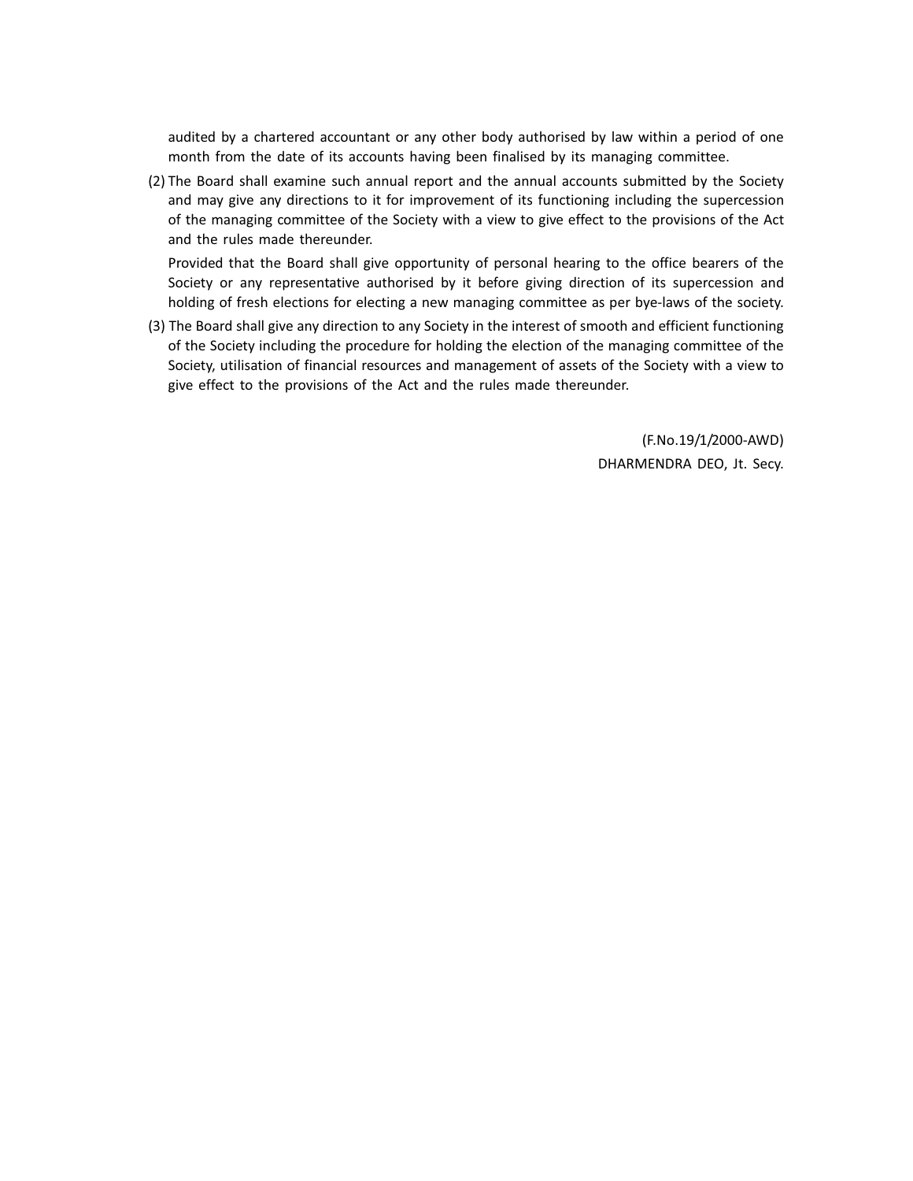audited by a chartered accountant or any other body authorised by law within a period of one month from the date of its accounts having been finalised by its managing committee.

(2) The Board shall examine such annual report and the annual accounts submitted by the Society and may give any directions to it for improvement of its functioning including the supercession of the managing committee of the Society with a view to give effect to the provisions of the Act and the rules made thereunder.

Provided that the Board shall give opportunity of personal hearing to the office bearers of the Society or any representative authorised by it before giving direction of its supercession and holding of fresh elections for electing a new managing committee as per bye-laws of the society.

(3) The Board shall give any direction to any Society in the interest of smooth and efficient functioning of the Society including the procedure for holding the election of the managing committee of the Society, utilisation of financial resources and management of assets of the Society with a view to give effect to the provisions of the Act and the rules made thereunder.

(F.No.19/1/2000-AWD)

DHARMENDRA DEO, Jt. Secy.